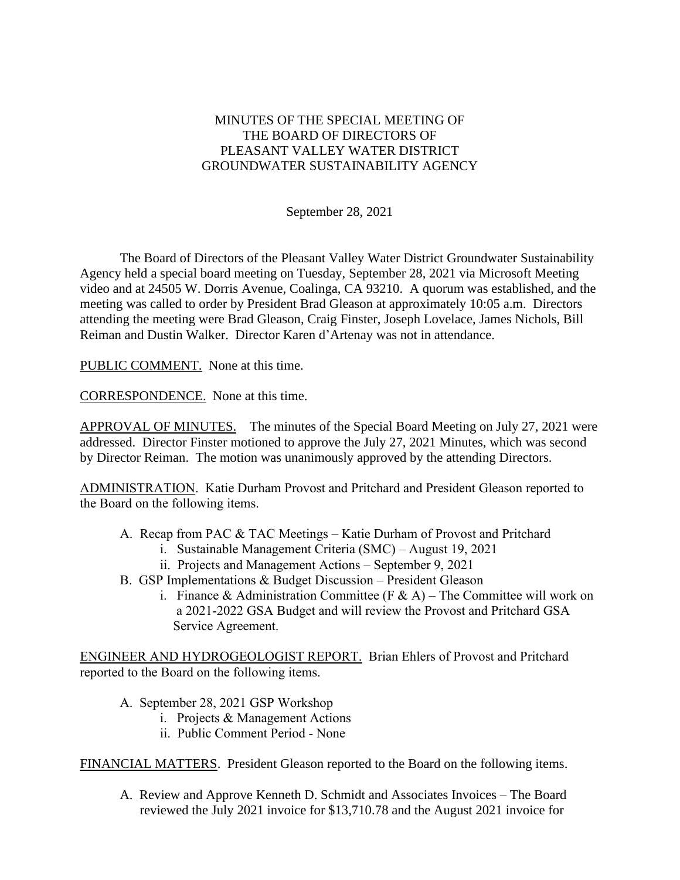MINUTES OF THE SPECIAL MEETING OF
THE BOARD OF DIRECTORS OF
PLEASANT VALLEY WATER DISTRICT
GROUNDWATER SUSTAINABILITY AGENCY

September 28, 2021

The Board of Directors of the Pleasant Valley Water District Groundwater Sustainability Agency held a special board meeting on Tuesday, September 28, 2021 via Microsoft Meeting video and at 24505 W. Dorris Avenue, Coalinga, CA 93210. A quorum was established, and the meeting was called to order by President Brad Gleason at approximately 10:05 a.m. Directors attending the meeting were Brad Gleason, Craig Finster, Joseph Lovelace, James Nichols, Bill Reiman and Dustin Walker. Director Karen d'Artenay was not in attendance.

PUBLIC COMMENT. None at this time.

CORRESPONDENCE. None at this time.

APPROVAL OF MINUTES. The minutes of the Special Board Meeting on July 27, 2021 were addressed. Director Finster motioned to approve the July 27, 2021 Minutes, which was second by Director Reiman. The motion was unanimously approved by the attending Directors.

ADMINISTRATION. Katie Durham Provost and Pritchard and President Gleason reported to the Board on the following items.

A. Recap from PAC & TAC Meetings – Katie Durham of Provost and Pritchard
   i. Sustainable Management Criteria (SMC) – August 19, 2021
   ii. Projects and Management Actions – September 9, 2021
B. GSP Implementations & Budget Discussion – President Gleason
   i. Finance & Administration Committee (F & A) – The Committee will work on a 2021-2022 GSA Budget and will review the Provost and Pritchard GSA Service Agreement.

ENGINEER AND HYDROGEOLOGIST REPORT. Brian Ehlers of Provost and Pritchard reported to the Board on the following items.

A. September 28, 2021 GSP Workshop
   i. Projects & Management Actions
   ii. Public Comment Period - None

FINANCIAL MATTERS. President Gleason reported to the Board on the following items.

A. Review and Approve Kenneth D. Schmidt and Associates Invoices – The Board reviewed the July 2021 invoice for $13,710.78 and the August 2021 invoice for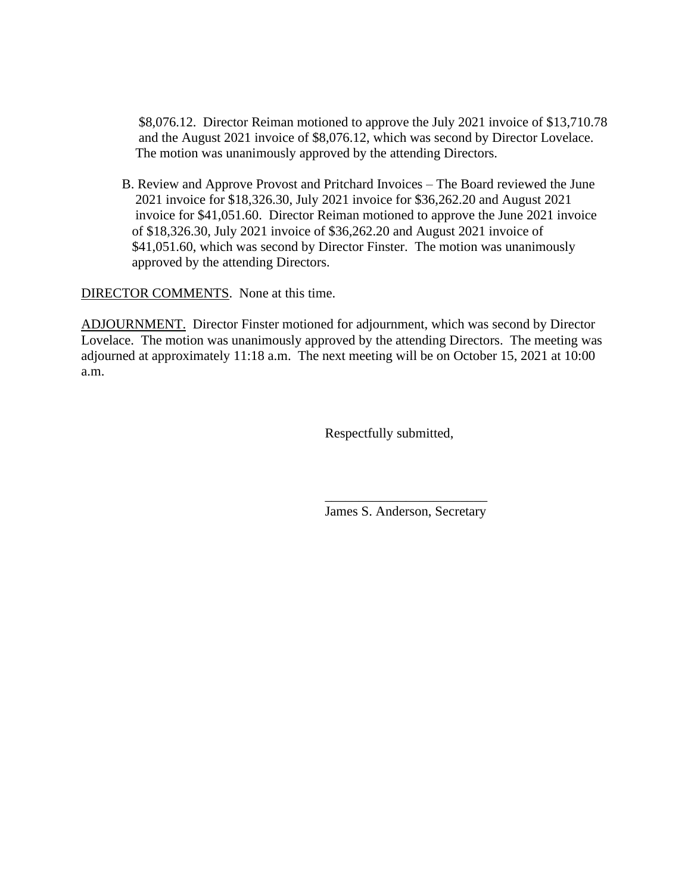$8,076.12. Director Reiman motioned to approve the July 2021 invoice of $13,710.78 and the August 2021 invoice of $8,076.12, which was second by Director Lovelace. The motion was unanimously approved by the attending Directors.

B. Review and Approve Provost and Pritchard Invoices – The Board reviewed the June 2021 invoice for $18,326.30, July 2021 invoice for $36,262.20 and August 2021 invoice for $41,051.60. Director Reiman motioned to approve the June 2021 invoice of $18,326.30, July 2021 invoice of $36,262.20 and August 2021 invoice of $41,051.60, which was second by Director Finster. The motion was unanimously approved by the attending Directors.

<u>DIRECTOR COMMENTS</u>. None at this time.

<u>ADJOURNMENT.</u> Director Finster motioned for adjournment, which was second by Director Lovelace. The motion was unanimously approved by the attending Directors. The meeting was adjourned at approximately 11:18 a.m. The next meeting will be on October 15, 2021 at 10:00 a.m.

Respectfully submitted,

________________________

James S. Anderson, Secretary